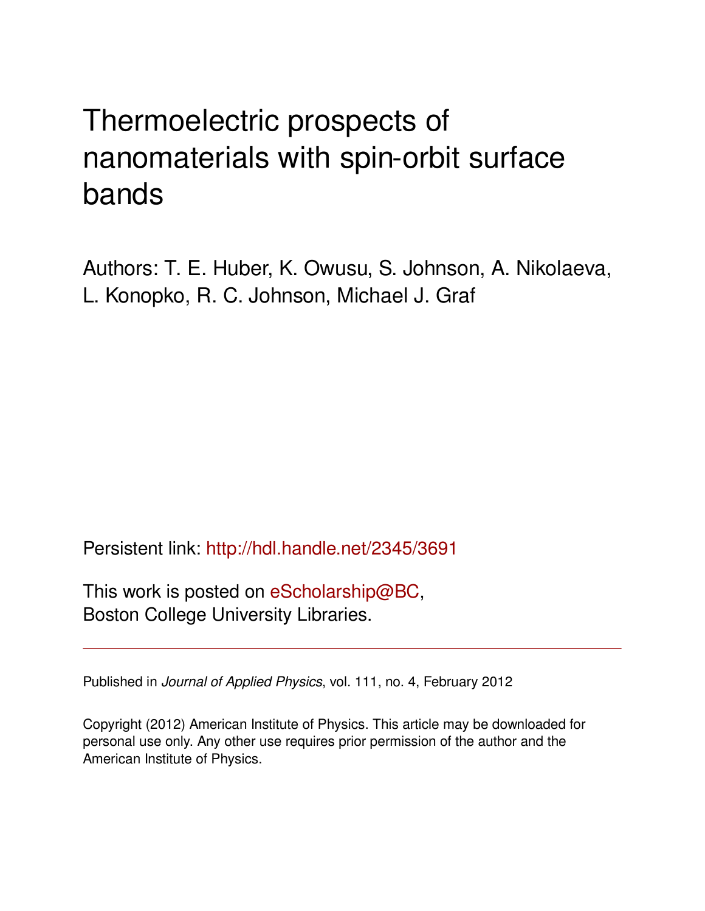# Thermoelectric prospects of nanomaterials with spin-orbit surface bands

Authors: T. E. Huber, K. Owusu, S. Johnson, A. Nikolaeva, L. Konopko, R. C. Johnson, Michael J. Graf

Persistent link: http://hdl.handle.net/2345/3691

This work is posted on eScholarship@BC, Boston College University Libraries.

---

Published in *Journal of Applied Physics*, vol. 111, no. 4, February 2012

Copyright (2012) American Institute of Physics. This article may be downloaded for personal use only. Any other use requires prior permission of the author and the American Institute of Physics.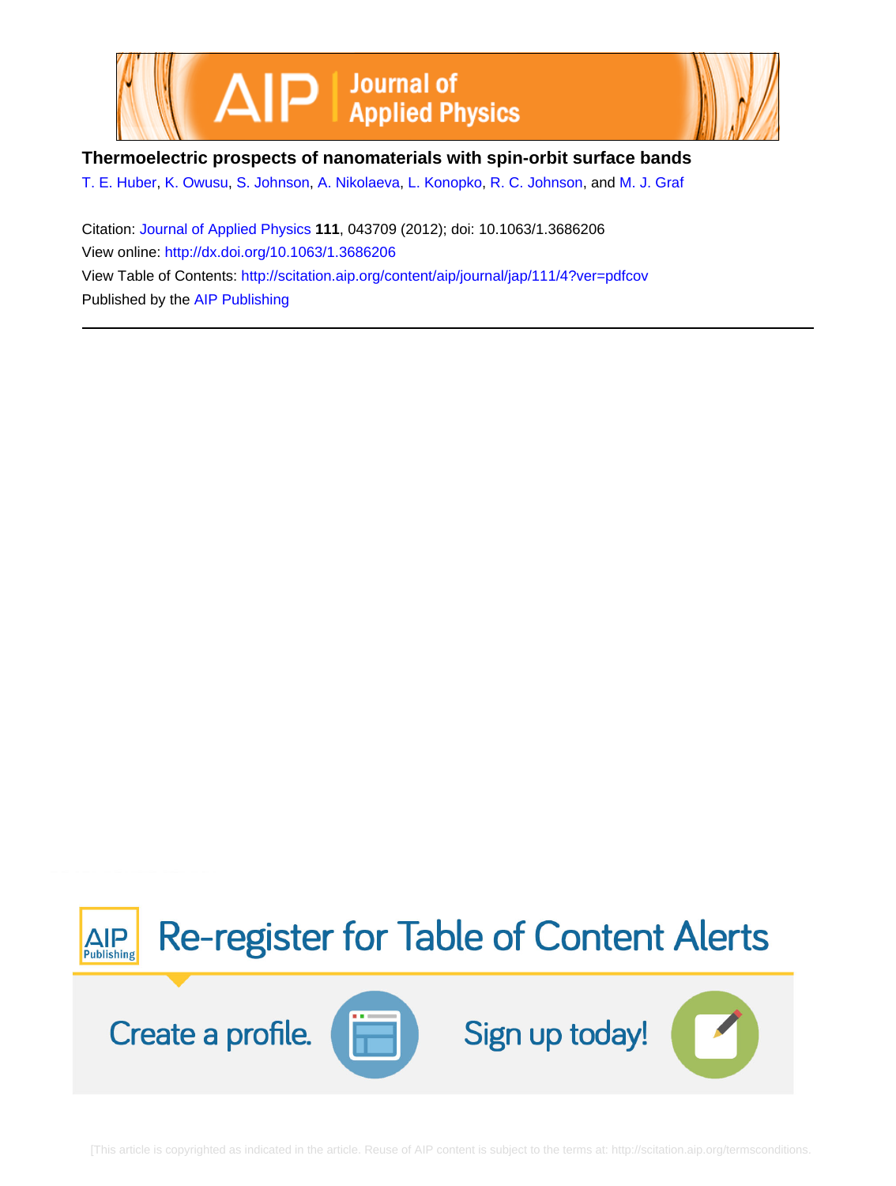# Thermoelectric prospects of nanomaterials with spin-orbit surface bands

T. E. Huber, K. Owusu, S. Johnson, A. Nikolaeva, L. Konopko, R. C. Johnson, and M. J. Graf

Citation: Journal of Applied Physics **111**, 043709 (2012); doi: 10.1063/1.3686206

View online: http://dx.doi.org/10.1063/1.3686206

View Table of Contents: http://scitation.aip.org/content/aip/journal/jap/111/4?ver=pdfcov

Published by the AIP Publishing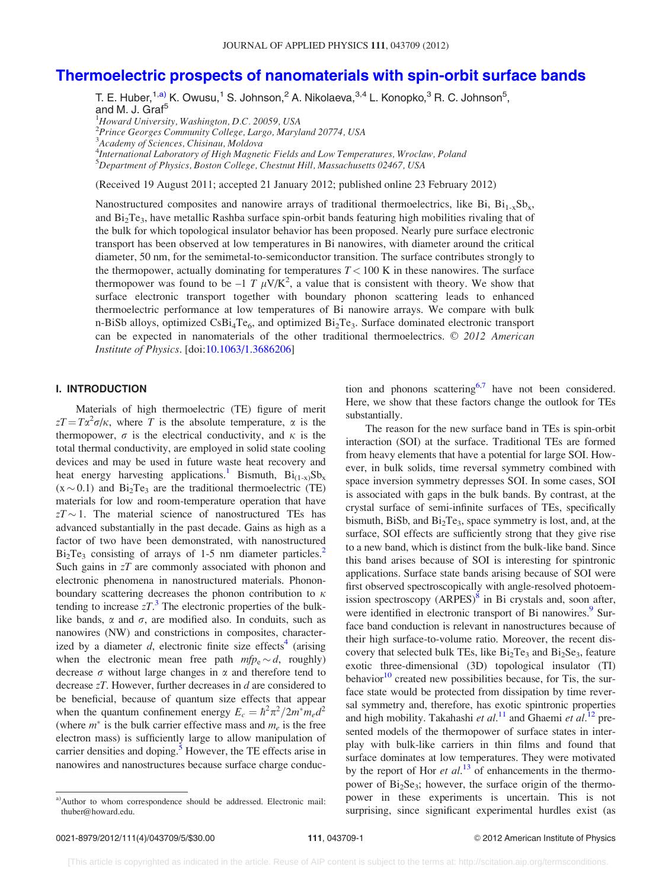# Thermoelectric prospects of nanomaterials with spin-orbit surface bands

T. E. Huber,[1,a)] K. Owusu,[1] S. Johnson,[2] A. Nikolaeva,[3,4] L. Konopko,[3] R. C. Johnson[5], and M. J. Graf[5]

[1]Howard University, Washington, D.C. 20059, USA
[2]Prince Georges Community College, Largo, Maryland 20774, USA
[3]Academy of Sciences, Chisinau, Moldova
[4]International Laboratory of High Magnetic Fields and Low Temperatures, Wroclaw, Poland
[5]Department of Physics, Boston College, Chestnut Hill, Massachusetts 02467, USA

(Received 19 August 2011; accepted 21 January 2012; published online 23 February 2012)

Nanostructured composites and nanowire arrays of traditional thermoelectrics, like Bi, $Bi_{1-x}Sb_x$, and $Bi_2Te_3$, have metallic Rashba surface spin-orbit bands featuring high mobilities rivaling that of the bulk for which topological insulator behavior has been proposed. Nearly pure surface electronic transport has been observed at low temperatures in Bi nanowires, with diameter around the critical diameter, 50 nm, for the semimetal-to-semiconductor transition. The surface contributes strongly to the thermopower, actually dominating for temperatures $T < 100$ K in these nanowires. The surface thermopower was found to be $-1\ T\ \mu V/K^2$, a value that is consistent with theory. We show that surface electronic transport together with boundary phonon scattering leads to enhanced thermoelectric performance at low temperatures of Bi nanowire arrays. We compare with bulk n-BiSb alloys, optimized $CsBi_4Te_6$, and optimized $Bi_2Te_3$. Surface dominated electronic transport can be expected in nanomaterials of the other traditional thermoelectrics. © *2012 American Institute of Physics*. [doi:10.1063/1.3686206]

## I. INTRODUCTION

Materials of high thermoelectric (TE) figure of merit $zT = T\alpha^2\sigma/\kappa$, where $T$ is the absolute temperature, $\alpha$ is the thermopower, $\sigma$ is the electrical conductivity, and $\kappa$ is the total thermal conductivity, are employed in solid state cooling devices and may be used in future waste heat recovery and heat energy harvesting applications.[1] Bismuth, $Bi_{(1-x)}Sb_x$ ($x \sim 0.1$) and $Bi_2Te_3$ are the traditional thermoelectric (TE) materials for low and room-temperature operation that have $zT \sim 1$. The material science of nanostructured TEs has advanced substantially in the past decade. Gains as high as a factor of two have been demonstrated, with nanostructured $Bi_2Te_3$ consisting of arrays of 1-5 nm diameter particles.[2] Such gains in $zT$ are commonly associated with phonon and electronic phenomena in nanostructured materials. Phonon-boundary scattering decreases the phonon contribution to $\kappa$ tending to increase $zT$.[3] The electronic properties of the bulk-like bands, $\alpha$ and $\sigma$, are modified also. In conduits, such as nanowires (NW) and constrictions in composites, characterized by a diameter $d$, electronic finite size effects[4] (arising when the electronic mean free path $mfp_e \sim d$, roughly) decrease $\sigma$ without large changes in $\alpha$ and therefore tend to decrease $zT$. However, further decreases in $d$ are considered to be beneficial, because of quantum size effects that appear when the quantum confinement energy $E_c = \hbar^2\pi^2/2m^*m_e d^2$ (where $m^*$ is the bulk carrier effective mass and $m_e$ is the free electron mass) is sufficiently large to allow manipulation of carrier densities and doping.[5] However, the TE effects arise in nanowires and nanostructures because surface charge conduction and phonons scattering[6,7] have not been considered. Here, we show that these factors change the outlook for TEs substantially.

The reason for the new surface band in TEs is spin-orbit interaction (SOI) at the surface. Traditional TEs are formed from heavy elements that have a potential for large SOI. However, in bulk solids, time reversal symmetry combined with space inversion symmetry depresses SOI. In some cases, SOI is associated with gaps in the bulk bands. By contrast, at the crystal surface of semi-infinite surfaces of TEs, specifically bismuth, BiSb, and $Bi_2Te_3$, space symmetry is lost, and, at the surface, SOI effects are sufficiently strong that they give rise to a new band, which is distinct from the bulk-like band. Since this band arises because of SOI is interesting for spintronic applications. Surface state bands arising because of SOI were first observed spectroscopically with angle-resolved photoemission spectroscopy (ARPES)[8] in Bi crystals and, soon after, were identified in electronic transport of Bi nanowires.[9] Surface band conduction is relevant in nanostructures because of their high surface-to-volume ratio. Moreover, the recent discovery that selected bulk TEs, like $Bi_2Te_3$ and $Bi_2Se_3$, feature exotic three-dimensional (3D) topological insulator (TI) behavior[10] created new possibilities because, for Tis, the surface state would be protected from dissipation by time reversal symmetry and, therefore, has exotic spintronic properties and high mobility. Takahashi *et al.*[11] and Ghaemi *et al.*[12] presented models of the thermopower of surface states in interplay with bulk-like carriers in thin films and found that surface dominates at low temperatures. They were motivated by the report of Hor *et al.*[13] of enhancements in the thermopower of $Bi_2Se_3$; however, the surface origin of the thermopower in these experiments is uncertain. This is not surprising, since significant experimental hurdles exist (as

a)Author to whom correspondence should be addressed. Electronic mail: thuber@howard.edu.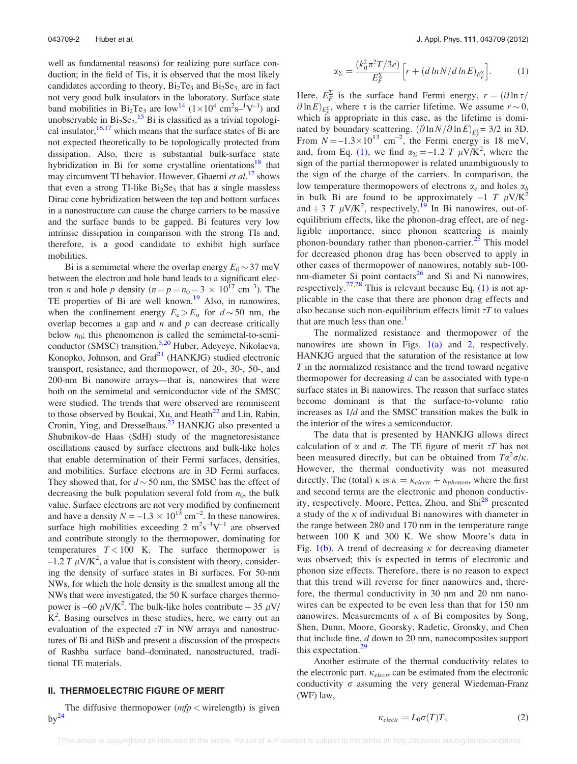well as fundamental reasons) for realizing pure surface conduction; in the field of TIs, it is observed that the most likely candidates according to theory, $Bi_2Te_3$ and $Bi_2Se_3$, are in fact not very good bulk insulators in the laboratory. Surface state band mobilities in $Bi_2Te_3$ are low[14] ($1\times10^4$ cm$^2$s$^{-1}$V$^{-1}$) and unobservable in $Bi_2Se_3$.[15] Bi is classified as a trivial topological insulator,[16,17] which means that the surface states of Bi are not expected theoretically to be topologically protected from dissipation. Also, there is substantial bulk-surface state hybridization in Bi for some crystalline orientations[18] that may circumvent TI behavior. However, Ghaemi *et al.*[12] shows that even a strong TI-like $Bi_2Se_3$ that has a single massless Dirac cone hybridization between the top and bottom surfaces in a nanostructure can cause the charge carriers to be massive and the surface bands to be gapped. Bi features very low intrinsic dissipation in comparison with the strong TIs and, therefore, is a good candidate to exhibit high surface mobilities.

Bi is a semimetal where the overlap energy $E_0 \sim 37$ meV between the electron and hole band leads to a significant electron $n$ and hole $p$ density ($n = p = n_0 = 3 \times 10^{17}$ cm$^{-3}$). The TE properties of Bi are well known.[19] Also, in nanowires, when the confinement energy $E_c > E_o$ for $d \sim 50$ nm, the overlap becomes a gap and $n$ and $p$ can decrease critically below $n_0$; this phenomenon is called the semimetal-to-semiconductor (SMSC) transition.[5,20] Huber, Adeyeye, Nikolaeva, Konopko, Johnson, and Graf[21] (HANKJG) studied electronic transport, resistance, and thermopower, of 20-, 30-, 50-, and 200-nm Bi nanowire arrays—that is, nanowires that were both on the semimetal and semiconductor side of the SMSC were studied. The trends that were observed are reminiscent to those observed by Boukai, Xu, and Heath[22] and Lin, Rabin, Cronin, Ying, and Dresselhaus.[23] HANKJG also presented a Shubnikov-de Haas (SdH) study of the magnetoresistance oscillations caused by surface electrons and bulk-like holes that enable determination of their Fermi surfaces, densities, and mobilities. Surface electrons are in 3D Fermi surfaces. They showed that, for $d \sim 50$ nm, the SMSC has the effect of decreasing the bulk population several fold from $n_0$, the bulk value. Surface electrons are not very modified by confinement and have a density $N = -1.3 \times 10^{13}$ cm$^{-2}$. In these nanowires, surface high mobilities exceeding 2 m$^2$s$^{-1}$V$^{-1}$ are observed and contribute strongly to the thermopower, dominating for temperatures $T < 100$ K. The surface thermopower is $-1.2\ T\ \mu$V/K$^2$, a value that is consistent with theory, considering the density of surface states in Bi surfaces. For 50-nm NWs, for which the hole density is the smallest among all the NWs that were investigated, the 50 K surface charges thermopower is $-60\ \mu$V/K$^2$. The bulk-like holes contribute $+35\ \mu$V/K$^2$. Basing ourselves in these studies, here, we carry out an evaluation of the expected $zT$ in NW arrays and nanostructures of Bi and BiSb and present a discussion of the prospects of Rashba surface band–dominated, nanostructured, traditional TE materials.

## II. THERMOELECTRIC FIGURE OF MERIT

The diffusive thermopower ($mfp <$ wirelength) is given by[24]

$$\alpha_\Sigma = \frac{(k_B^2 \pi^2 T/3e)}{E_F^\Sigma}\left[r + (d \ln N/d \ln E)_{E_F^\Sigma}\right]. \tag{1}$$

Here, $E_F^\Sigma$ is the surface band Fermi energy, $r = (\partial \ln \tau/\partial \ln E)_{E_F^\Sigma}$, where $\tau$ is the carrier lifetime. We assume $r \sim 0$, which is appropriate in this case, as the lifetime is dominated by boundary scattering. $(\partial \ln N/\partial \ln E)_{E_F^\Sigma} = 3/2$ in 3D. From $N = -1.3\times10^{13}$ cm$^{-2}$, the Fermi energy is 18 meV, and, from Eq. (1), we find $\alpha_\Sigma = -1.2\ T\ \mu$V/K$^2$, where the sign of the partial thermopower is related unambiguously to the sign of the charge of the carriers. In comparison, the low temperature thermopowers of electrons $\alpha_e$ and holes $\alpha_h$ in bulk Bi are found to be approximately $-1\ T\ \mu$V/K$^2$ and $+3\ T\ \mu$V/K$^2$, respectively.[19] In Bi nanowires, out-of-equilibrium effects, like the phonon-drag effect, are of negligible importance, since phonon scattering is mainly phonon-boundary rather than phonon-carrier.[25] This model for decreased phonon drag has been observed to apply in other cases of thermopower of nanowires, notably sub-100-nm-diameter Si point contacts[26] and Si and Ni nanowires, respectively.[27,28] This is relevant because Eq. (1) is not applicable in the case that there are phonon drag effects and also because such non-equilibrium effects limit $zT$ to values that are much less than one.[1]

The normalized resistance and thermopower of the nanowires are shown in Figs. 1(a) and 2, respectively. HANKJG argued that the saturation of the resistance at low $T$ in the normalized resistance and the trend toward negative thermopower for decreasing $d$ can be associated with type-n surface states in Bi nanowires. The reason that surface states become dominant is that the surface-to-volume ratio increases as $1/d$ and the SMSC transition makes the bulk in the interior of the wires a semiconductor.

The data that is presented by HANKJG allows direct calculation of $\alpha$ and $\sigma$. The TE figure of merit $zT$ has not been measured directly, but can be obtained from $T\alpha^2\sigma/\kappa$. However, the thermal conductivity was not measured directly. The (total) $\kappa$ is $\kappa = \kappa_{electr} + \kappa_{phonon}$, where the first and second terms are the electronic and phonon conductivity, respectively. Moore, Pettes, Zhou, and Shi[28] presented a study of the $\kappa$ of individual Bi nanowires with diameter in the range between 280 and 170 nm in the temperature range between 100 K and 300 K. We show Moore's data in Fig. 1(b). A trend of decreasing $\kappa$ for decreasing diameter was observed; this is expected in terms of electronic and phonon size effects. Therefore, there is no reason to expect that this trend will reverse for finer nanowires and, therefore, the thermal conductivity in 30 nm and 20 nm nanowires can be expected to be even less than that for 150 nm nanowires. Measurements of $\kappa$ of Bi composites by Song, Shen, Dunn, Moore, Goorsky, Radetic, Gronsky, and Chen that include fine, $d$ down to 20 nm, nanocomposites support this expectation.[29]

Another estimate of the thermal conductivity relates to the electronic part. $\kappa_{electr}$ can be estimated from the electronic conductivity $\sigma$ assuming the very general Wiedeman-Franz (WF) law,

$$\kappa_{electr} = L_0 \sigma(T) T, \tag{2}$$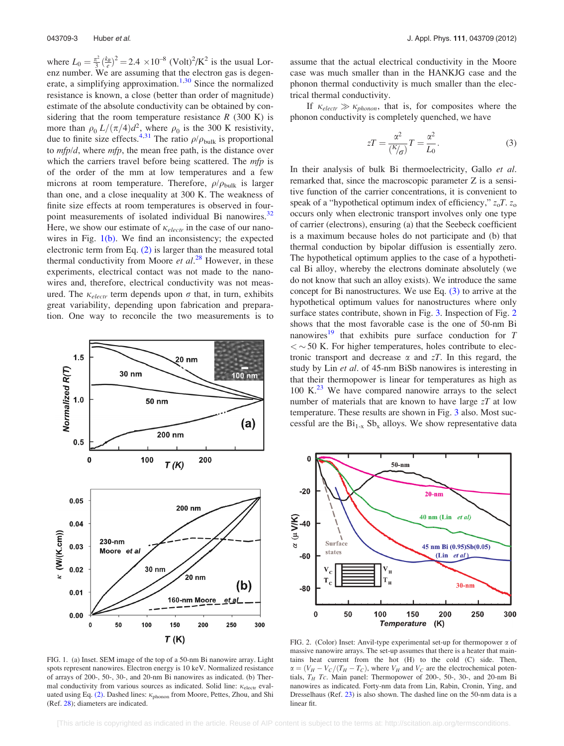where $L_0 = \frac{\pi^2}{3}\left(\frac{k_B}{e}\right)^2 = 2.4 \times 10^{-8}$ (Volt)$^2$/K$^2$ is the usual Lorenz number. We are assuming that the electron gas is degenerate, a simplifying approximation.[1,30] Since the normalized resistance is known, a close (better than order of magnitude) estimate of the absolute conductivity can be obtained by considering that the room temperature resistance $R$ (300 K) is more than $\rho_0\, L/(\pi/4)d^2$, where $\rho_0$ is the 300 K resistivity, due to finite size effects.[4,31] The ratio $\rho/\rho_{\rm bulk}$ is proportional to *mfp*/*d*, where *mfp*, the mean free path, is the distance over which the carriers travel before being scattered. The *mfp* is of the order of the mm at low temperatures and a few microns at room temperature. Therefore, $\rho/\rho_{\rm bulk}$ is larger than one, and a close inequality at 300 K. The weakness of finite size effects at room temperatures is observed in four-point measurements of isolated individual Bi nanowires.[32] Here, we show our estimate of $\kappa_{electr}$ in the case of our nanowires in Fig. 1(b). We find an inconsistency; the expected electronic term from Eq. (2) is larger than the measured total thermal conductivity from Moore *et al.*[28] However, in these experiments, electrical contact was not made to the nanowires and, therefore, electrical conductivity was not measured. The $\kappa_{electr}$ term depends upon $\sigma$ that, in turn, exhibits great variability, depending upon fabrication and preparation. One way to reconcile the two measurements is to assume that the actual electrical conductivity in the Moore case was much smaller than in the HANKJG case and the phonon thermal conductivity is much smaller than the electrical thermal conductivity.

FIG. 1. (a) Inset. SEM image of the top of a 50-nm Bi nanowire array. Light spots represent nanowires. Electron energy is 10 keV. Normalized resistance of arrays of 200-, 50-, 30-, and 20-nm Bi nanowires as indicated. (b) Thermal conductivity from various sources as indicated. Solid line: $\kappa_{\rm electr}$ evaluated using Eq. (2). Dashed lines: $\kappa_{\rm phonon}$ from Moore, Pettes, Zhou, and Shi (Ref. 28); diameters are indicated.

If $\kappa_{electr} \gg \kappa_{phonon}$, that is, for composites where the phonon conductivity is completely quenched, we have

$$zT = \frac{\alpha^2}{\left(\kappa/\sigma\right)}T = \frac{\alpha^2}{L_0}. \tag{3}$$

In their analysis of bulk Bi thermoelectricity, Gallo *et al.* remarked that, since the macroscopic parameter Z is a sensitive function of the carrier concentrations, it is convenient to speak of a "hypothetical optimum index of efficiency," $z_o T$. $z_o$ occurs only when electronic transport involves only one type of carrier (electrons), ensuring (a) that the Seebeck coefficient is a maximum because holes do not participate and (b) that thermal conduction by bipolar diffusion is essentially zero. The hypothetical optimum applies to the case of a hypothetical Bi alloy, whereby the electrons dominate absolutely (we do not know that such an alloy exists). We introduce the same concept for Bi nanostructures. We use Eq. (3) to arrive at the hypothetical optimum values for nanostructures where only surface states contribute, shown in Fig. 3. Inspection of Fig. 2 shows that the most favorable case is the one of 50-nm Bi nanowires[19] that exhibits pure surface conduction for $T < \sim 50$ K. For higher temperatures, holes contribute to electronic transport and decrease $\alpha$ and $zT$. In this regard, the study by Lin *et al.* of 45-nm BiSb nanowires is interesting in that their thermopower is linear for temperatures as high as 100 K.[23] We have compared nanowire arrays to the select number of materials that are known to have large $zT$ at low temperature. These results are shown in Fig. 3 also. Most successful are the $Bi_{1-x}$ $Sb_x$ alloys. We show representative data

FIG. 2. (Color) Inset: Anvil-type experimental set-up for thermopower $\alpha$ of massive nanowire arrays. The set-up assumes that there is a heater that maintains heat current from the hot (H) to the cold (C) side. Then, $\alpha = (V_H - V_C/(T_H - T_C)$, where $V_H$ and $V_C$ are the electrochemical potentials, $T_H$ $Tc$. Main panel: Thermopower of 200-, 50-, 30-, and 20-nm Bi nanowires as indicated. Forty-nm data from Lin, Rabin, Cronin, Ying, and Dresselhaus (Ref. 23) is also shown. The dashed line on the 50-nm data is a linear fit.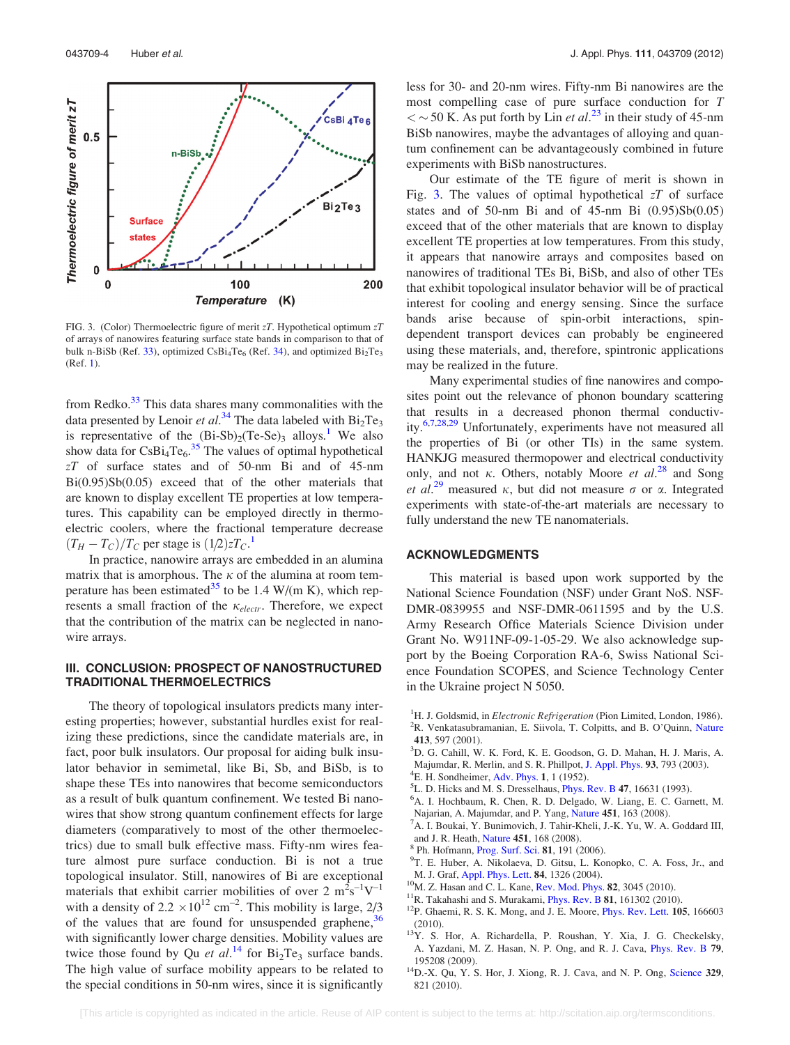FIG. 3. (Color) Thermoelectric figure of merit $zT$. Hypothetical optimum $zT$ of arrays of nanowires featuring surface state bands in comparison to that of bulk n-BiSb (Ref. 33), optimized $CsBi_4Te_6$ (Ref. 34), and optimized $Bi_2Te_3$ (Ref. 1).

from Redko.[33] This data shares many commonalities with the data presented by Lenoir *et al.*[34] The data labeled with $Bi_2Te_3$ is representative of the $(Bi\text{-}Sb)_2(Te\text{-}Se)_3$ alloys.[1] We also show data for $CsBi_4Te_6$.[35] The values of optimal hypothetical $zT$ of surface states and of 50-nm Bi and of 45-nm Bi(0.95)Sb(0.05) exceed that of the other materials that are known to display excellent TE properties at low temperatures. This capability can be employed directly in thermoelectric coolers, where the fractional temperature decrease $(T_H - T_C)/T_C$ per stage is $(1/2)zT_C$.[1]

In practice, nanowire arrays are embedded in an alumina matrix that is amorphous. The $\kappa$ of the alumina at room temperature has been estimated[35] to be 1.4 W/(m K), which represents a small fraction of the $\kappa_{electr}$. Therefore, we expect that the contribution of the matrix can be neglected in nanowire arrays.

## III. CONCLUSION: PROSPECT OF NANOSTRUCTURED TRADITIONAL THERMOELECTRICS

The theory of topological insulators predicts many interesting properties; however, substantial hurdles exist for realizing these predictions, since the candidate materials are, in fact, poor bulk insulators. Our proposal for aiding bulk insulator behavior in semimetal, like Bi, Sb, and BiSb, is to shape these TEs into nanowires that become semiconductors as a result of bulk quantum confinement. We tested Bi nanowires that show strong quantum confinement effects for large diameters (comparatively to most of the other thermoelectrics) due to small bulk effective mass. Fifty-nm wires feature almost pure surface conduction. Bi is not a true topological insulator. Still, nanowires of Bi are exceptional materials that exhibit carrier mobilities of over 2 $m^2s^{-1}V^{-1}$ with a density of $2.2 \times 10^{12}$ $cm^{-2}$. This mobility is large, 2/3 of the values that are found for unsuspended graphene,[36] with significantly lower charge densities. Mobility values are twice those found by Qu *et al.*[14] for $Bi_2Te_3$ surface bands. The high value of surface mobility appears to be related to the special conditions in 50-nm wires, since it is significantly less for 30- and 20-nm wires. Fifty-nm Bi nanowires are the most compelling case of pure surface conduction for $T < \sim 50$ K. As put forth by Lin *et al.*[23] in their study of 45-nm BiSb nanowires, maybe the advantages of alloying and quantum confinement can be advantageously combined in future experiments with BiSb nanostructures.

Our estimate of the TE figure of merit is shown in Fig. 3. The values of optimal hypothetical $zT$ of surface states and of 50-nm Bi and of 45-nm Bi (0.95)Sb(0.05) exceed that of the other materials that are known to display excellent TE properties at low temperatures. From this study, it appears that nanowire arrays and composites based on nanowires of traditional TEs Bi, BiSb, and also of other TEs that exhibit topological insulator behavior will be of practical interest for cooling and energy sensing. Since the surface bands arise because of spin-orbit interactions, spin-dependent transport devices can probably be engineered using these materials, and, therefore, spintronic applications may be realized in the future.

Many experimental studies of fine nanowires and composites point out the relevance of phonon boundary scattering that results in a decreased phonon thermal conductivity.[6,7,28,29] Unfortunately, experiments have not measured all the properties of Bi (or other TIs) in the same system. HANKJG measured thermopower and electrical conductivity only, and not $\kappa$. Others, notably Moore *et al.*[28] and Song *et al.*[29] measured $\kappa$, but did not measure $\sigma$ or $\alpha$. Integrated experiments with state-of-the-art materials are necessary to fully understand the new TE nanomaterials.

## ACKNOWLEDGMENTS

This material is based upon work supported by the National Science Foundation (NSF) under Grant NoS. NSF-DMR-0839955 and NSF-DMR-0611595 and by the U.S. Army Research Office Materials Science Division under Grant No. W911NF-09-1-05-29. We also acknowledge support by the Boeing Corporation RA-6, Swiss National Science Foundation SCOPES, and Science Technology Center in the Ukraine project N 5050.

[1] H. J. Goldsmid, in *Electronic Refrigeration* (Pion Limited, London, 1986).
[2] R. Venkatasubramanian, E. Siivola, T. Colpitts, and B. O'Quinn, Nature **413**, 597 (2001).
[3] D. G. Cahill, W. K. Ford, K. E. Goodson, G. D. Mahan, H. J. Maris, A. Majumdar, R. Merlin, and S. R. Phillpot, J. Appl. Phys. **93**, 793 (2003).
[4] E. H. Sondheimer, Adv. Phys. **1**, 1 (1952).
[5] L. D. Hicks and M. S. Dresselhaus, Phys. Rev. B **47**, 16631 (1993).
[6] A. I. Hochbaum, R. Chen, R. D. Delgado, W. Liang, E. C. Garnett, M. Najarian, A. Majumdar, and P. Yang, Nature **451**, 163 (2008).
[7] A. I. Boukai, Y. Bunimovich, J. Tahir-Kheli, J.-K. Yu, W. A. Goddard III, and J. R. Heath, Nature **451**, 168 (2008).
[8] Ph. Hofmann, Prog. Surf. Sci. **81**, 191 (2006).
[9] T. E. Huber, A. Nikolaeva, D. Gitsu, L. Konopko, C. A. Foss, Jr., and M. J. Graf, Appl. Phys. Lett. **84**, 1326 (2004).
[10] M. Z. Hasan and C. L. Kane, Rev. Mod. Phys. **82**, 3045 (2010).
[11] R. Takahashi and S. Murakami, Phys. Rev. B **81**, 161302 (2010).
[12] P. Ghaemi, R. S. K. Mong, and J. E. Moore, Phys. Rev. Lett. **105**, 166603 (2010).
[13] Y. S. Hor, A. Richardella, P. Roushan, Y. Xia, J. G. Checkelsky, A. Yazdani, M. Z. Hasan, N. P. Ong, and R. J. Cava, Phys. Rev. B **79**, 195208 (2009).
[14] D.-X. Qu, Y. S. Hor, J. Xiong, R. J. Cava, and N. P. Ong, Science **329**, 821 (2010).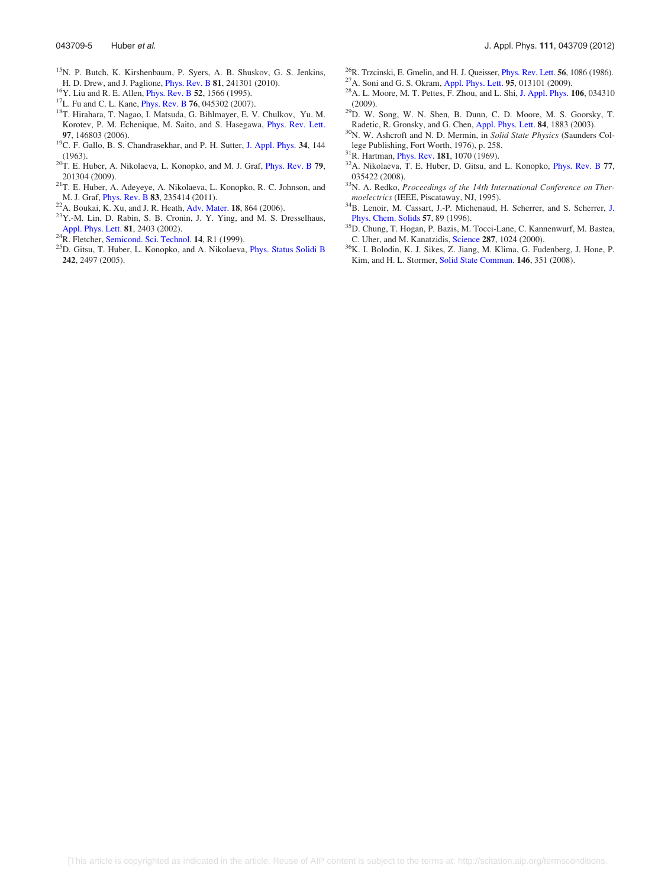[15] N. P. Butch, K. Kirshenbaum, P. Syers, A. B. Shuskov, G. S. Jenkins, H. D. Drew, and J. Paglione, Phys. Rev. B **81**, 241301 (2010).

[16] Y. Liu and R. E. Allen, Phys. Rev. B **52**, 1566 (1995).

[17] L. Fu and C. L. Kane, Phys. Rev. B **76**, 045302 (2007).

[18] T. Hirahara, T. Nagao, I. Matsuda, G. Bihlmayer, E. V. Chulkov, Yu. M. Korotev, P. M. Echenique, M. Saito, and S. Hasegawa, Phys. Rev. Lett. **97**, 146803 (2006).

[19] C. F. Gallo, B. S. Chandrasekhar, and P. H. Sutter, J. Appl. Phys. **34**, 144 (1963).

[20] T. E. Huber, A. Nikolaeva, L. Konopko, and M. J. Graf, Phys. Rev. B **79**, 201304 (2009).

[21] T. E. Huber, A. Adeyeye, A. Nikolaeva, L. Konopko, R. C. Johnson, and M. J. Graf, Phys. Rev. B **83**, 235414 (2011).

[22] A. Boukai, K. Xu, and J. R. Heath, Adv. Mater. **18**, 864 (2006).

[23] Y.-M. Lin, D. Rabin, S. B. Cronin, J. Y. Ying, and M. S. Dresselhaus, Appl. Phys. Lett. **81**, 2403 (2002).

[24] R. Fletcher, Semicond. Sci. Technol. **14**, R1 (1999).

[25] D. Gitsu, T. Huber, L. Konopko, and A. Nikolaeva, Phys. Status Solidi B **242**, 2497 (2005).

[26] R. Trzcinski, E. Gmelin, and H. J. Queisser, Phys. Rev. Lett. **56**, 1086 (1986).

[27] A. Soni and G. S. Okram, Appl. Phys. Lett. **95**, 013101 (2009).

[28] A. L. Moore, M. T. Pettes, F. Zhou, and L. Shi, J. Appl. Phys. **106**, 034310 (2009).

[29] D. W. Song, W. N. Shen, B. Dunn, C. D. Moore, M. S. Goorsky, T. Radetic, R. Gronsky, and G. Chen, Appl. Phys. Lett. **84**, 1883 (2003).

[30] N. W. Ashcroft and N. D. Mermin, in *Solid State Physics* (Saunders College Publishing, Fort Worth, 1976), p. 258.

[31] R. Hartman, Phys. Rev. **181**, 1070 (1969).

[32] A. Nikolaeva, T. E. Huber, D. Gitsu, and L. Konopko, Phys. Rev. B **77**, 035422 (2008).

[33] N. A. Redko, *Proceedings of the 14th International Conference on Thermoelectrics* (IEEE, Piscataway, NJ, 1995).

[34] B. Lenoir, M. Cassart, J.-P. Michenaud, H. Scherrer, and S. Scherrer, J. Phys. Chem. Solids **57**, 89 (1996).

[35] D. Chung, T. Hogan, P. Bazis, M. Tocci-Lane, C. Kannenwurf, M. Bastea, C. Uher, and M. Kanatzidis, Science **287**, 1024 (2000).

[36] K. I. Bolodin, K. J. Sikes, Z. Jiang, M. Klima, G. Fudenberg, J. Hone, P. Kim, and H. L. Stormer, Solid State Commun. **146**, 351 (2008).